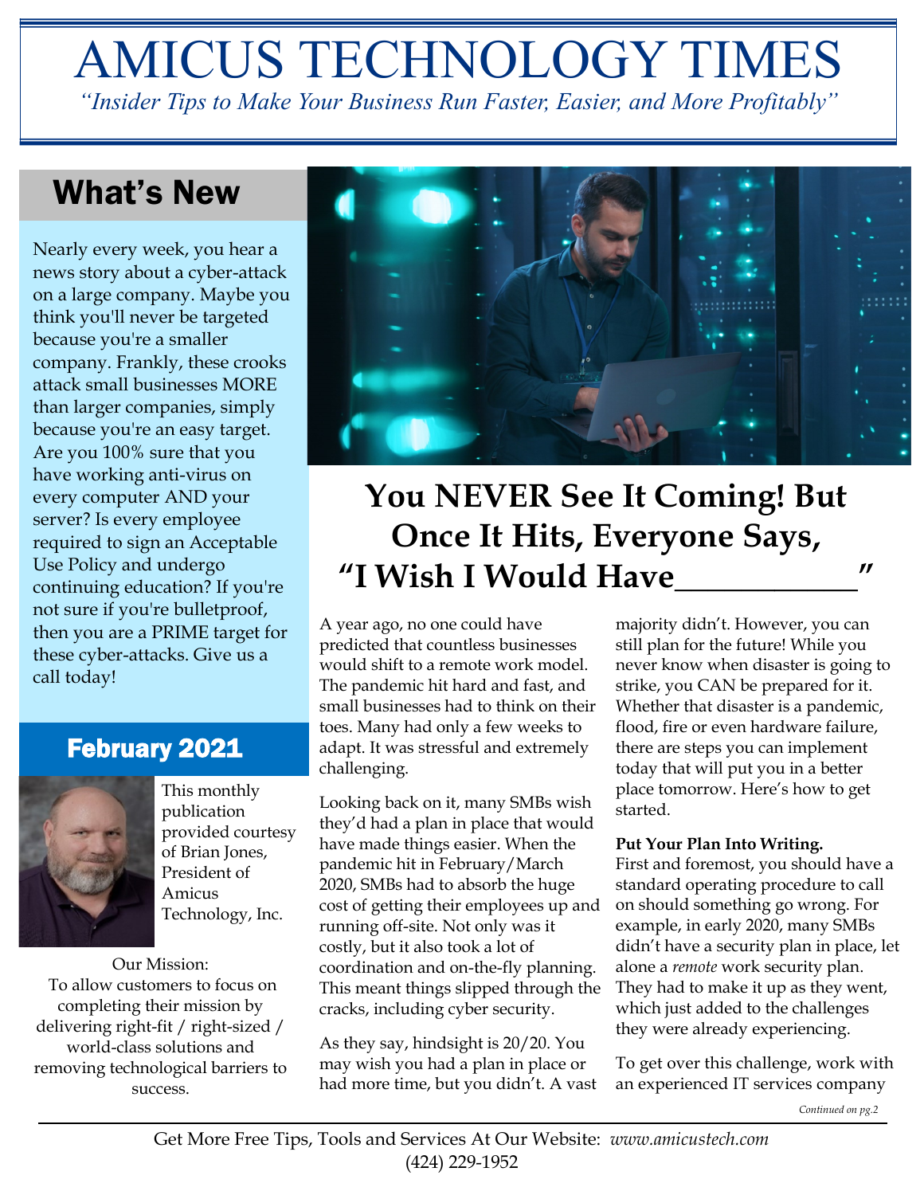# AMICUS TECHNOLOGY TIMES

*"Insider Tips to Make Your Business Run Faster, Easier, and More Profitably"*

## What's New

Nearly every week, you hear a news story about a cyber-attack on a large company. Maybe you think you'll never be targeted because you're a smaller company. Frankly, these crooks attack small businesses MORE than larger companies, simply because you're an easy target. Are you 100% sure that you have working anti-virus on every computer AND your server? Is every employee required to sign an Acceptable Use Policy and undergo continuing education? If you're not sure if you're bulletproof, then you are a PRIME target for these cyber-attacks. Give us a call today!

## February 2021

This monthly publication provided courtesy of Brian Jones, President of Amicus Technology, Inc.

Our Mission:
To allow customers to focus on completing their mission by delivering right-fit / right-sized / world-class solutions and removing technological barriers to success.

# You NEVER See It Coming! But Once It Hits, Everyone Says, "I Wish I Would Have\_\_\_\_\_\_\_\_\_\_\_\_"

A year ago, no one could have predicted that countless businesses would shift to a remote work model. The pandemic hit hard and fast, and small businesses had to think on their toes. Many had only a few weeks to adapt. It was stressful and extremely challenging.

Looking back on it, many SMBs wish they'd had a plan in place that would have made things easier. When the pandemic hit in February/March 2020, SMBs had to absorb the huge cost of getting their employees up and running off-site. Not only was it costly, but it also took a lot of coordination and on-the-fly planning. This meant things slipped through the cracks, including cyber security.

As they say, hindsight is 20/20. You may wish you had a plan in place or had more time, but you didn't. A vast majority didn't. However, you can still plan for the future! While you never know when disaster is going to strike, you CAN be prepared for it. Whether that disaster is a pandemic, flood, fire or even hardware failure, there are steps you can implement today that will put you in a better place tomorrow. Here's how to get started.

**Put Your Plan Into Writing.**
First and foremost, you should have a standard operating procedure to call on should something go wrong. For example, in early 2020, many SMBs didn't have a security plan in place, let alone a *remote* work security plan. They had to make it up as they went, which just added to the challenges they were already experiencing.

To get over this challenge, work with an experienced IT services company

*Continued on pg.2*

Get More Free Tips, Tools and Services At Our Website: *www.amicustech.com*
(424) 229-1952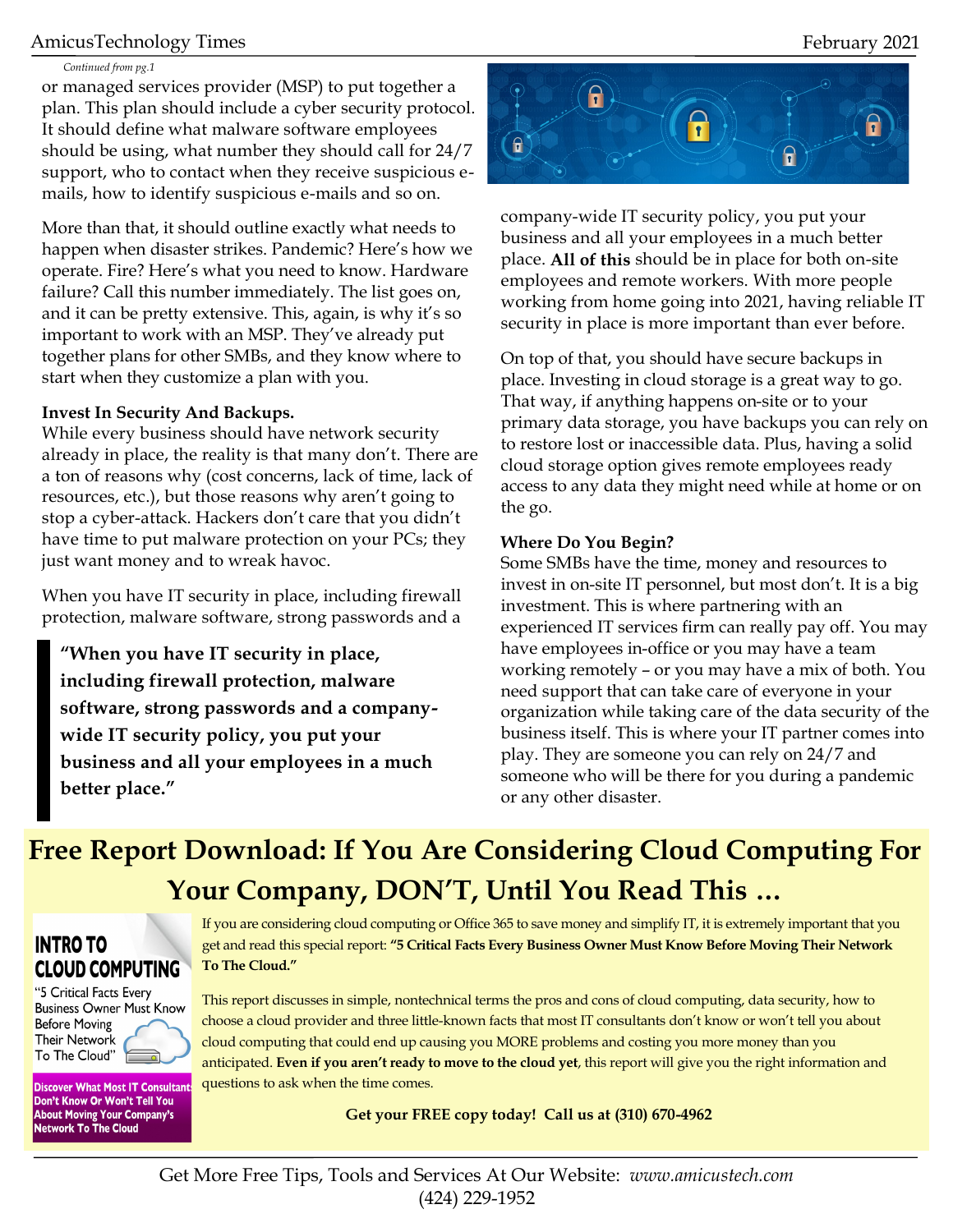*Continued from pg.1*

or managed services provider (MSP) to put together a plan. This plan should include a cyber security protocol. It should define what malware software employees should be using, what number they should call for 24/7 support, who to contact when they receive suspicious e-mails, how to identify suspicious e-mails and so on.

More than that, it should outline exactly what needs to happen when disaster strikes. Pandemic? Here's how we operate. Fire? Here's what you need to know. Hardware failure? Call this number immediately. The list goes on, and it can be pretty extensive. This, again, is why it's so important to work with an MSP. They've already put together plans for other SMBs, and they know where to start when they customize a plan with you.

**Invest In Security And Backups.**
While every business should have network security already in place, the reality is that many don't. There are a ton of reasons why (cost concerns, lack of time, lack of resources, etc.), but those reasons why aren't going to stop a cyber-attack. Hackers don't care that you didn't have time to put malware protection on your PCs; they just want money and to wreak havoc.

When you have IT security in place, including firewall protection, malware software, strong passwords and a company-wide IT security policy, you put your business and all your employees in a much better place. **All of this** should be in place for both on-site employees and remote workers. With more people working from home going into 2021, having reliable IT security in place is more important than ever before.

> **"When you have IT security in place, including firewall protection, malware software, strong passwords and a company-wide IT security policy, you put your business and all your employees in a much better place."**

On top of that, you should have secure backups in place. Investing in cloud storage is a great way to go. That way, if anything happens on-site or to your primary data storage, you have backups you can rely on to restore lost or inaccessible data. Plus, having a solid cloud storage option gives remote employees ready access to any data they might need while at home or on the go.

**Where Do You Begin?**
Some SMBs have the time, money and resources to invest in on-site IT personnel, but most don't. It is a big investment. This is where partnering with an experienced IT services firm can really pay off. You may have employees in-office or you may have a team working remotely – or you may have a mix of both. You need support that can take care of everyone in your organization while taking care of the data security of the business itself. This is where your IT partner comes into play. They are someone you can rely on 24/7 and someone who will be there for you during a pandemic or any other disaster.

## Free Report Download: If You Are Considering Cloud Computing For Your Company, DON'T, Until You Read This …

**INTRO TO CLOUD COMPUTING**
"5 Critical Facts Every Business Owner Must Know Before Moving Their Network To The Cloud"
**Discover What Most IT Consultants Don't Know Or Won't Tell You About Moving Your Company's Network To The Cloud**

If you are considering cloud computing or Office 365 to save money and simplify IT, it is extremely important that you get and read this special report: **"5 Critical Facts Every Business Owner Must Know Before Moving Their Network To The Cloud."**

This report discusses in simple, nontechnical terms the pros and cons of cloud computing, data security, how to choose a cloud provider and three little-known facts that most IT consultants don't know or won't tell you about cloud computing that could end up causing you MORE problems and costing you more money than you anticipated. **Even if you aren't ready to move to the cloud yet**, this report will give you the right information and questions to ask when the time comes.

**Get your FREE copy today! Call us at (310) 670-4962**

Get More Free Tips, Tools and Services At Our Website: *www.amicustech.com*
(424) 229-1952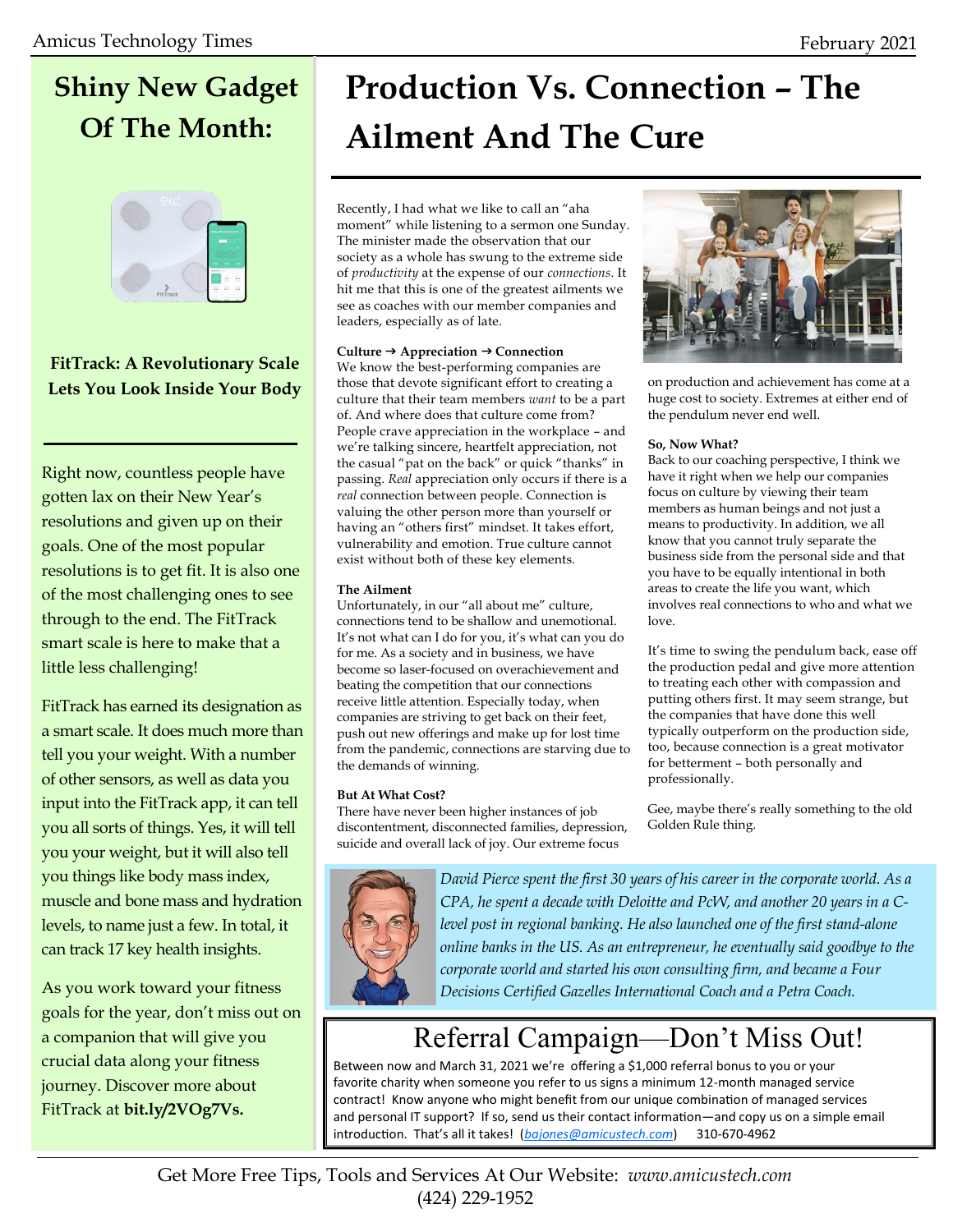## Shiny New Gadget Of The Month:

**FitTrack: A Revolutionary Scale Lets You Look Inside Your Body**

Right now, countless people have gotten lax on their New Year's resolutions and given up on their goals. One of the most popular resolutions is to get fit. It is also one of the most challenging ones to see through to the end. The FitTrack smart scale is here to make that a little less challenging!

FitTrack has earned its designation as a smart scale. It does much more than tell you your weight. With a number of other sensors, as well as data you input into the FitTrack app, it can tell you all sorts of things. Yes, it will tell you your weight, but it will also tell you things like body mass index, muscle and bone mass and hydration levels, to name just a few. In total, it can track 17 key health insights.

As you work toward your fitness goals for the year, don't miss out on a companion that will give you crucial data along your fitness journey. Discover more about FitTrack at **bit.ly/2VOg7Vs.**

# Production Vs. Connection – The Ailment And The Cure

Recently, I had what we like to call an "aha moment" while listening to a sermon one Sunday. The minister made the observation that our society as a whole has swung to the extreme side of *productivity* at the expense of our *connections*. It hit me that this is one of the greatest ailments we see as coaches with our member companies and leaders, especially as of late.

**Culture ➔ Appreciation ➔ Connection**

We know the best-performing companies are those that devote significant effort to creating a culture that their team members *want* to be a part of. And where does that culture come from? People crave appreciation in the workplace – and we're talking sincere, heartfelt appreciation, not the casual "pat on the back" or quick "thanks" in passing. *Real* appreciation only occurs if there is a *real* connection between people. Connection is valuing the other person more than yourself or having an "others first" mindset. It takes effort, vulnerability and emotion. True culture cannot exist without both of these key elements.

**The Ailment**

Unfortunately, in our "all about me" culture, connections tend to be shallow and unemotional. It's not what can I do for you, it's what can you do for me. As a society and in business, we have become so laser-focused on overachievement and beating the competition that our connections receive little attention. Especially today, when companies are striving to get back on their feet, push out new offerings and make up for lost time from the pandemic, connections are starving due to the demands of winning.

**But At What Cost?**

There have never been higher instances of job discontentment, disconnected families, depression, suicide and overall lack of joy. Our extreme focus on production and achievement has come at a huge cost to society. Extremes at either end of the pendulum never end well.

**So, Now What?**

Back to our coaching perspective, I think we have it right when we help our companies focus on culture by viewing their team members as human beings and not just a means to productivity. In addition, we all know that you cannot truly separate the business side from the personal side and that you have to be equally intentional in both areas to create the life you want, which involves real connections to who and what we love.

It's time to swing the pendulum back, ease off the production pedal and give more attention to treating each other with compassion and putting others first. It may seem strange, but the companies that have done this well typically outperform on the production side, too, because connection is a great motivator for betterment – both personally and professionally.

Gee, maybe there's really something to the old Golden Rule thing.

*David Pierce spent the first 30 years of his career in the corporate world. As a CPA, he spent a decade with Deloitte and PcW, and another 20 years in a C-level post in regional banking. He also launched one of the first stand-alone online banks in the US. As an entrepreneur, he eventually said goodbye to the corporate world and started his own consulting firm, and became a Four Decisions Certified Gazelles International Coach and a Petra Coach.*

## Referral Campaign—Don't Miss Out!

Between now and March 31, 2021 we're offering a $1,000 referral bonus to you or your favorite charity when someone you refer to us signs a minimum 12-month managed service contract! Know anyone who might benefit from our unique combination of managed services and personal IT support? If so, send us their contact information—and copy us on a simple email introduction. That's all it takes! (*bajones@amicustech.com*) 310-670-4962

Get More Free Tips, Tools and Services At Our Website: *www.amicustech.com*
(424) 229-1952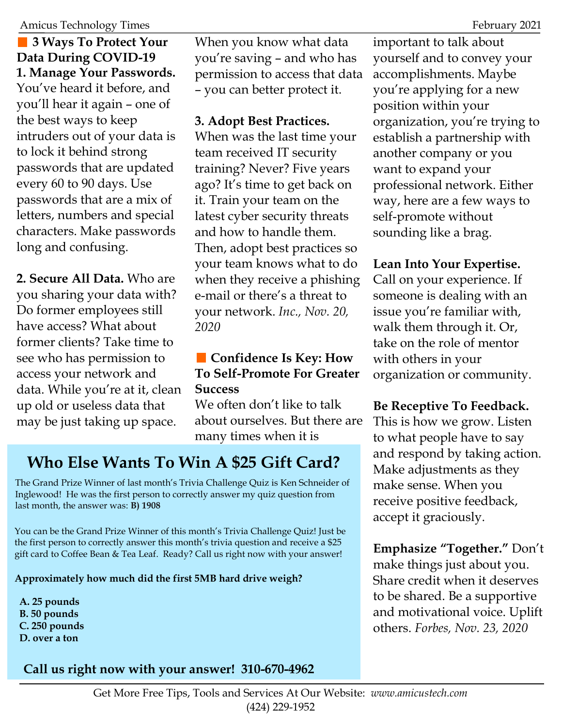## 3 Ways To Protect Your Data During COVID-19

**1. Manage Your Passwords.** You've heard it before, and you'll hear it again – one of the best ways to keep intruders out of your data is to lock it behind strong passwords that are updated every 60 to 90 days. Use passwords that are a mix of letters, numbers and special characters. Make passwords long and confusing.

**2. Secure All Data.** Who are you sharing your data with? Do former employees still have access? What about former clients? Take time to see who has permission to access your network and data. While you're at it, clean up old or useless data that may be just taking up space. When you know what data you're saving – and who has permission to access that data – you can better protect it.

**3. Adopt Best Practices.** When was the last time your team received IT security training? Never? Five years ago? It's time to get back on it. Train your team on the latest cyber security threats and how to handle them. Then, adopt best practices so your team knows what to do when they receive a phishing e-mail or there's a threat to your network. *Inc., Nov. 20, 2020*

## Confidence Is Key: How To Self-Promote For Greater Success

We often don't like to talk about ourselves. But there are many times when it is important to talk about yourself and to convey your accomplishments. Maybe you're applying for a new position within your organization, you're trying to establish a partnership with another company or you want to expand your professional network. Either way, here are a few ways to self-promote without sounding like a brag.

**Lean Into Your Expertise.** Call on your experience. If someone is dealing with an issue you're familiar with, walk them through it. Or, take on the role of mentor with others in your organization or community.

**Be Receptive To Feedback.** This is how we grow. Listen to what people have to say and respond by taking action. Make adjustments as they make sense. When you receive positive feedback, accept it graciously.

**Emphasize "Together."** Don't make things just about you. Share credit when it deserves to be shared. Be a supportive and motivational voice. Uplift others. *Forbes, Nov. 23, 2020*

## Who Else Wants To Win A $25 Gift Card?

The Grand Prize Winner of last month's Trivia Challenge Quiz is Ken Schneider of Inglewood! He was the first person to correctly answer my quiz question from last month, the answer was: **B) 1908**

You can be the Grand Prize Winner of this month's Trivia Challenge Quiz! Just be the first person to correctly answer this month's trivia question and receive a $25 gift card to Coffee Bean & Tea Leaf. Ready? Call us right now with your answer!

**Approximately how much did the first 5MB hard drive weigh?**

**A. 25 pounds**
**B. 50 pounds**
**C. 250 pounds**
**D. over a ton**

**Call us right now with your answer! 310-670-4962**

Get More Free Tips, Tools and Services At Our Website: *www.amicustech.com*
(424) 229-1952